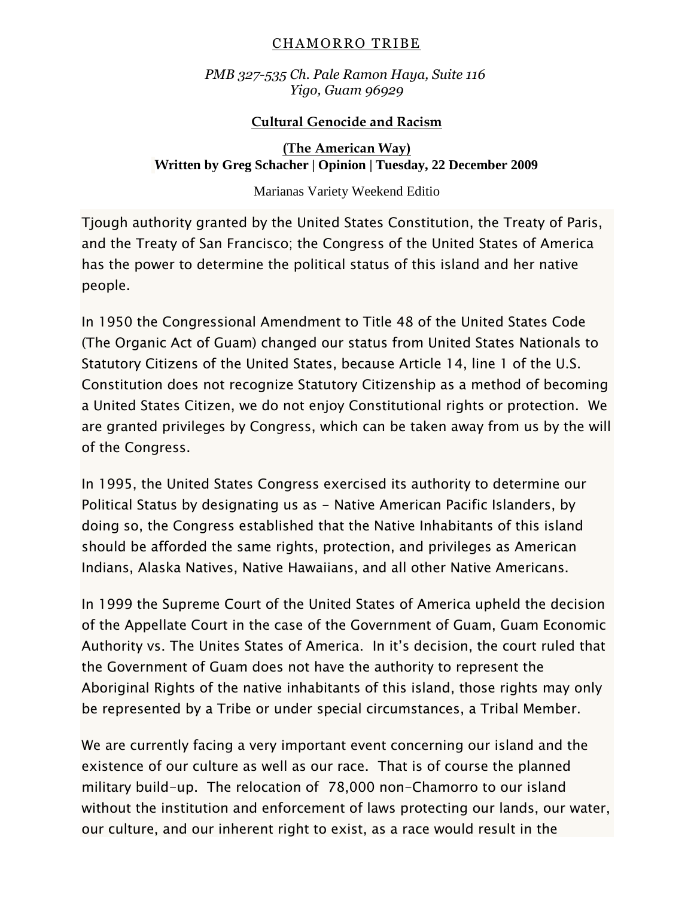CHAMORRO TRIBE

*PMB 327-535 Ch. Pale Ramon Haya, Suite 116*
*Yigo, Guam 96929*

**Cultural Genocide and Racism**

**(The American Way)**
**Written by Greg Schacher | Opinion | Tuesday, 22 December 2009**

Marianas Variety Weekend Editio

Tjough authority granted by the United States Constitution, the Treaty of Paris, and the Treaty of San Francisco; the Congress of the United States of America has the power to determine the political status of this island and her native people.

In 1950 the Congressional Amendment to Title 48 of the United States Code (The Organic Act of Guam) changed our status from United States Nationals to Statutory Citizens of the United States, because Article 14, line 1 of the U.S. Constitution does not recognize Statutory Citizenship as a method of becoming a United States Citizen, we do not enjoy Constitutional rights or protection. We are granted privileges by Congress, which can be taken away from us by the will of the Congress.

In 1995, the United States Congress exercised its authority to determine our Political Status by designating us as - Native American Pacific Islanders, by doing so, the Congress established that the Native Inhabitants of this island should be afforded the same rights, protection, and privileges as American Indians, Alaska Natives, Native Hawaiians, and all other Native Americans.

In 1999 the Supreme Court of the United States of America upheld the decision of the Appellate Court in the case of the Government of Guam, Guam Economic Authority vs. The Unites States of America. In it's decision, the court ruled that the Government of Guam does not have the authority to represent the Aboriginal Rights of the native inhabitants of this island, those rights may only be represented by a Tribe or under special circumstances, a Tribal Member.

We are currently facing a very important event concerning our island and the existence of our culture as well as our race. That is of course the planned military build-up. The relocation of 78,000 non-Chamorro to our island without the institution and enforcement of laws protecting our lands, our water, our culture, and our inherent right to exist, as a race would result in the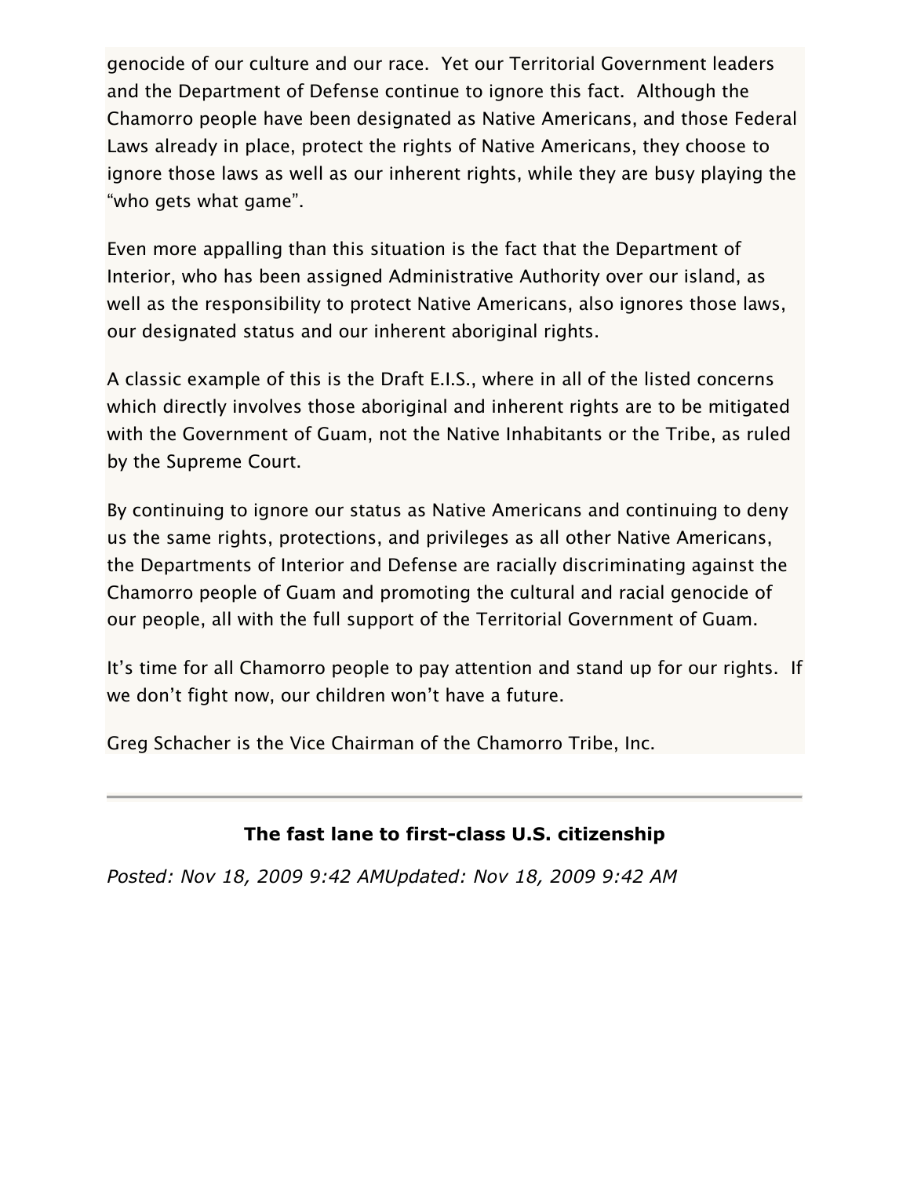genocide of our culture and our race.  Yet our Territorial Government leaders and the Department of Defense continue to ignore this fact.  Although the Chamorro people have been designated as Native Americans, and those Federal Laws already in place, protect the rights of Native Americans, they choose to ignore those laws as well as our inherent rights, while they are busy playing the "who gets what game".

Even more appalling than this situation is the fact that the Department of Interior, who has been assigned Administrative Authority over our island, as well as the responsibility to protect Native Americans, also ignores those laws, our designated status and our inherent aboriginal rights.

A classic example of this is the Draft E.I.S., where in all of the listed concerns which directly involves those aboriginal and inherent rights are to be mitigated with the Government of Guam, not the Native Inhabitants or the Tribe, as ruled by the Supreme Court.

By continuing to ignore our status as Native Americans and continuing to deny us the same rights, protections, and privileges as all other Native Americans, the Departments of Interior and Defense are racially discriminating against the Chamorro people of Guam and promoting the cultural and racial genocide of our people, all with the full support of the Territorial Government of Guam.

It's time for all Chamorro people to pay attention and stand up for our rights.  If we don't fight now, our children won't have a future.

Greg Schacher is the Vice Chairman of the Chamorro Tribe, Inc.

---

**The fast lane to first-class U.S. citizenship**

*Posted: Nov 18, 2009 9:42 AMUpdated: Nov 18, 2009 9:42 AM*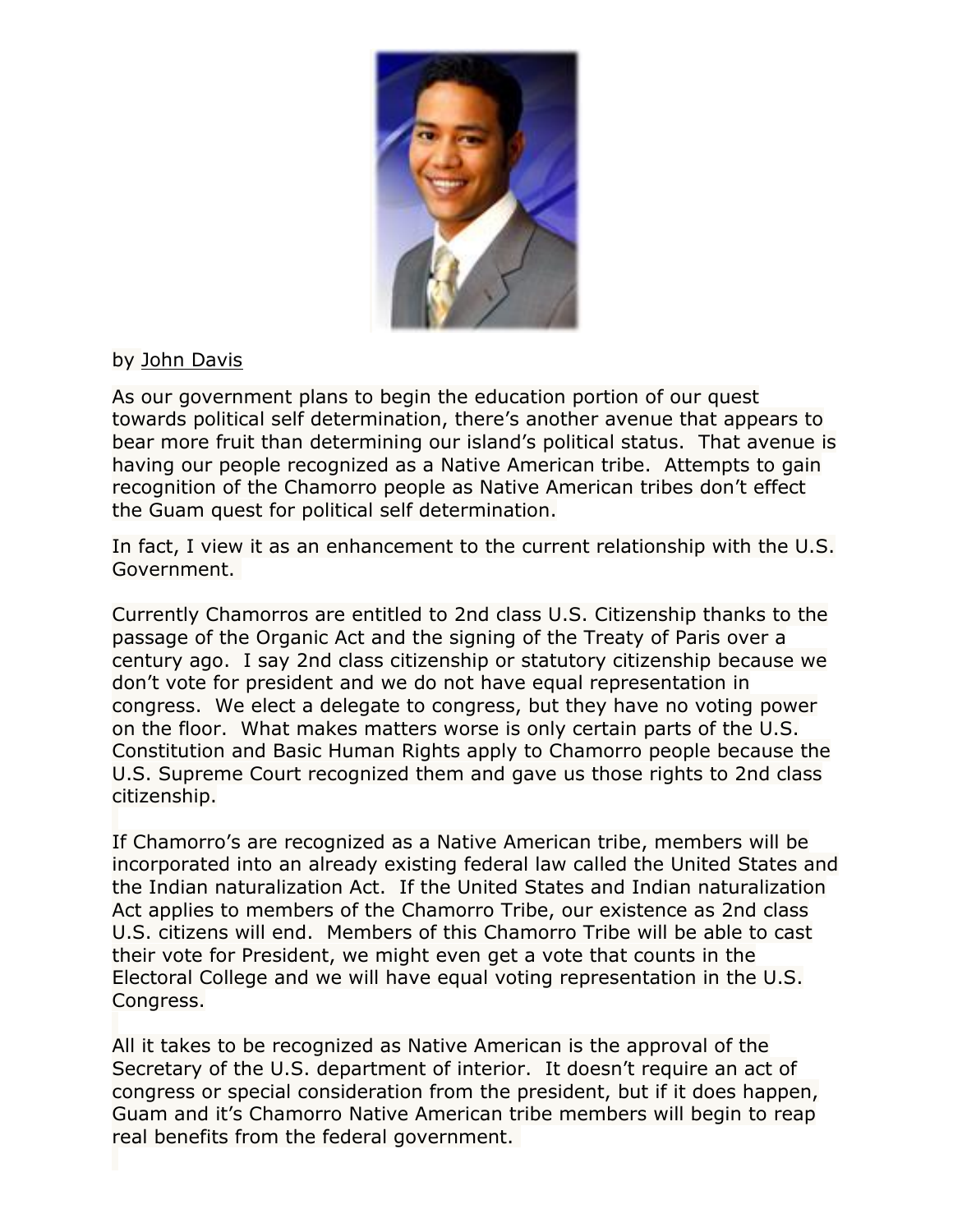by John Davis

As our government plans to begin the education portion of our quest towards political self determination, there's another avenue that appears to bear more fruit than determining our island's political status. That avenue is having our people recognized as a Native American tribe. Attempts to gain recognition of the Chamorro people as Native American tribes don't effect the Guam quest for political self determination.

In fact, I view it as an enhancement to the current relationship with the U.S. Government.

Currently Chamorros are entitled to 2nd class U.S. Citizenship thanks to the passage of the Organic Act and the signing of the Treaty of Paris over a century ago. I say 2nd class citizenship or statutory citizenship because we don't vote for president and we do not have equal representation in congress. We elect a delegate to congress, but they have no voting power on the floor. What makes matters worse is only certain parts of the U.S. Constitution and Basic Human Rights apply to Chamorro people because the U.S. Supreme Court recognized them and gave us those rights to 2nd class citizenship.

If Chamorro's are recognized as a Native American tribe, members will be incorporated into an already existing federal law called the United States and the Indian naturalization Act. If the United States and Indian naturalization Act applies to members of the Chamorro Tribe, our existence as 2nd class U.S. citizens will end. Members of this Chamorro Tribe will be able to cast their vote for President, we might even get a vote that counts in the Electoral College and we will have equal voting representation in the U.S. Congress.

All it takes to be recognized as Native American is the approval of the Secretary of the U.S. department of interior. It doesn't require an act of congress or special consideration from the president, but if it does happen, Guam and it's Chamorro Native American tribe members will begin to reap real benefits from the federal government.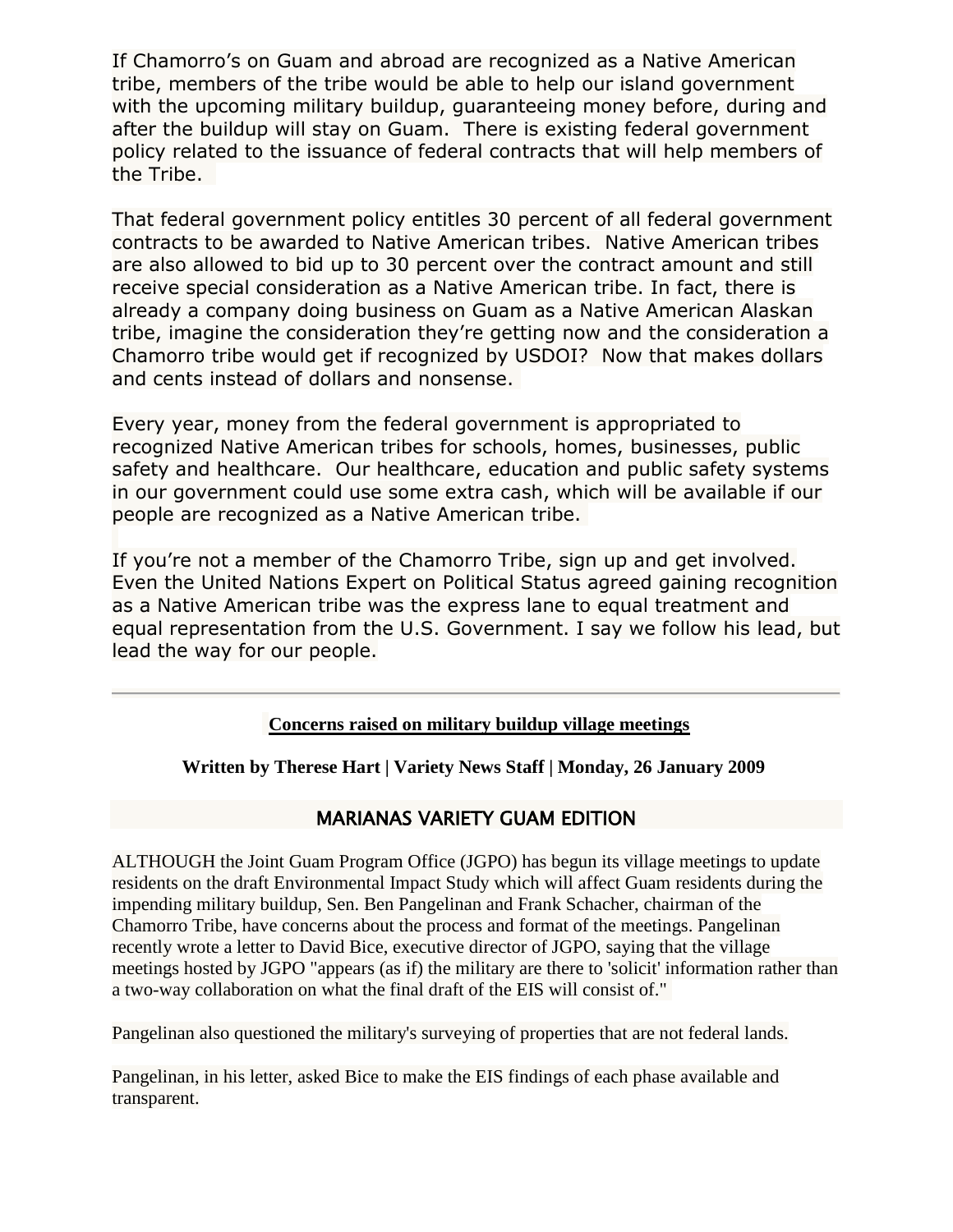If Chamorro's on Guam and abroad are recognized as a Native American tribe, members of the tribe would be able to help our island government with the upcoming military buildup, guaranteeing money before, during and after the buildup will stay on Guam. There is existing federal government policy related to the issuance of federal contracts that will help members of the Tribe.

That federal government policy entitles 30 percent of all federal government contracts to be awarded to Native American tribes. Native American tribes are also allowed to bid up to 30 percent over the contract amount and still receive special consideration as a Native American tribe. In fact, there is already a company doing business on Guam as a Native American Alaskan tribe, imagine the consideration they're getting now and the consideration a Chamorro tribe would get if recognized by USDOI? Now that makes dollars and cents instead of dollars and nonsense.

Every year, money from the federal government is appropriated to recognized Native American tribes for schools, homes, businesses, public safety and healthcare. Our healthcare, education and public safety systems in our government could use some extra cash, which will be available if our people are recognized as a Native American tribe.

If you're not a member of the Chamorro Tribe, sign up and get involved. Even the United Nations Expert on Political Status agreed gaining recognition as a Native American tribe was the express lane to equal treatment and equal representation from the U.S. Government. I say we follow his lead, but lead the way for our people.

---

## Concerns raised on military buildup village meetings

**Written by Therese Hart | Variety News Staff | Monday, 26 January 2009**

### MARIANAS VARIETY GUAM EDITION

ALTHOUGH the Joint Guam Program Office (JGPO) has begun its village meetings to update residents on the draft Environmental Impact Study which will affect Guam residents during the impending military buildup, Sen. Ben Pangelinan and Frank Schacher, chairman of the Chamorro Tribe, have concerns about the process and format of the meetings. Pangelinan recently wrote a letter to David Bice, executive director of JGPO, saying that the village meetings hosted by JGPO "appears (as if) the military are there to 'solicit' information rather than a two-way collaboration on what the final draft of the EIS will consist of."

Pangelinan also questioned the military's surveying of properties that are not federal lands.

Pangelinan, in his letter, asked Bice to make the EIS findings of each phase available and transparent.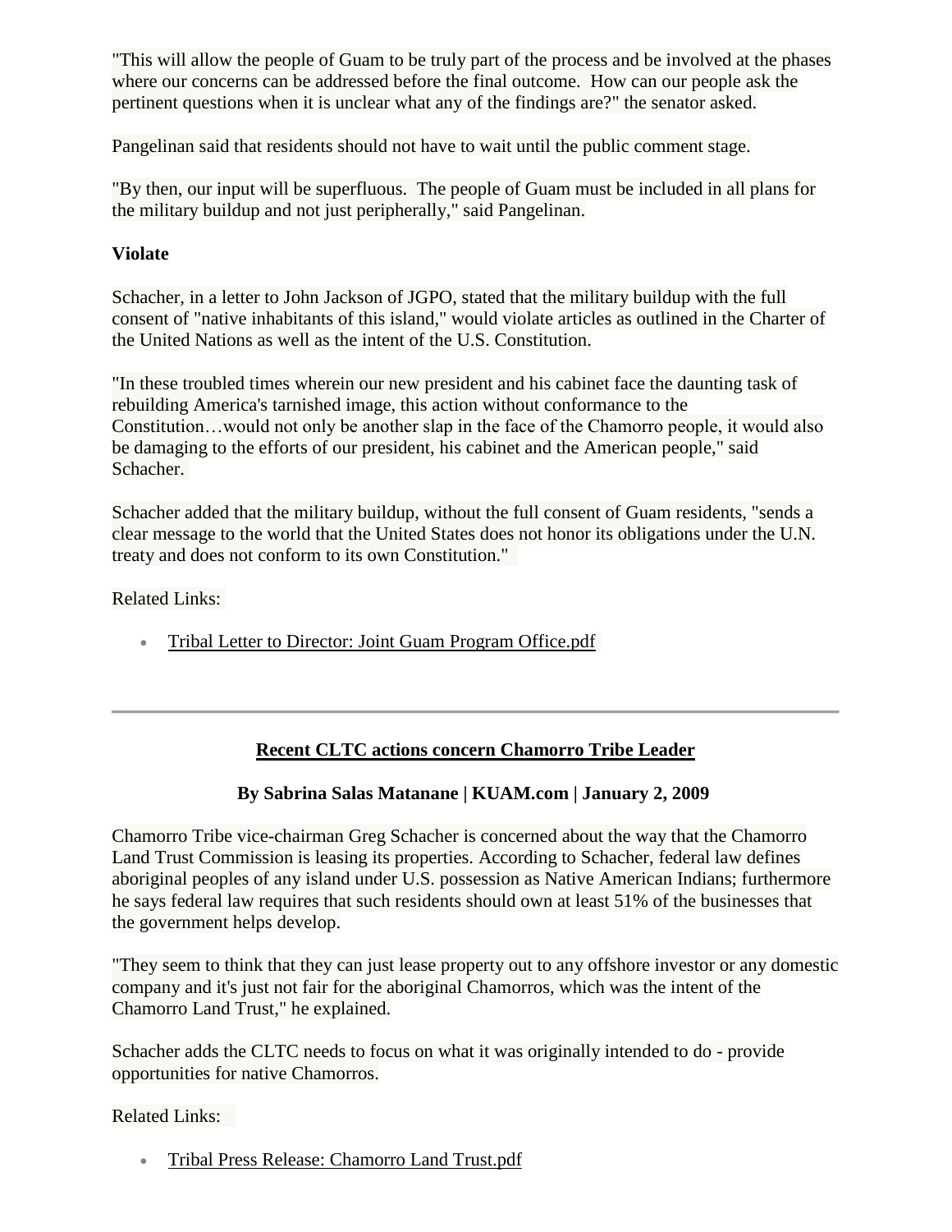"This will allow the people of Guam to be truly part of the process and be involved at the phases where our concerns can be addressed before the final outcome. How can our people ask the pertinent questions when it is unclear what any of the findings are?" the senator asked.

Pangelinan said that residents should not have to wait until the public comment stage.

"By then, our input will be superfluous. The people of Guam must be included in all plans for the military buildup and not just peripherally," said Pangelinan.

**Violate**

Schacher, in a letter to John Jackson of JGPO, stated that the military buildup with the full consent of "native inhabitants of this island," would violate articles as outlined in the Charter of the United Nations as well as the intent of the U.S. Constitution.

"In these troubled times wherein our new president and his cabinet face the daunting task of rebuilding America's tarnished image, this action without conformance to the Constitution…would not only be another slap in the face of the Chamorro people, it would also be damaging to the efforts of our president, his cabinet and the American people," said Schacher.

Schacher added that the military buildup, without the full consent of Guam residents, "sends a clear message to the world that the United States does not honor its obligations under the U.N. treaty and does not conform to its own Constitution."

Related Links:

- Tribal Letter to Director: Joint Guam Program Office.pdf

---

## Recent CLTC actions concern Chamorro Tribe Leader

**By Sabrina Salas Matanane | KUAM.com | January 2, 2009**

Chamorro Tribe vice-chairman Greg Schacher is concerned about the way that the Chamorro Land Trust Commission is leasing its properties. According to Schacher, federal law defines aboriginal peoples of any island under U.S. possession as Native American Indians; furthermore he says federal law requires that such residents should own at least 51% of the businesses that the government helps develop.

"They seem to think that they can just lease property out to any offshore investor or any domestic company and it's just not fair for the aboriginal Chamorros, which was the intent of the Chamorro Land Trust," he explained.

Schacher adds the CLTC needs to focus on what it was originally intended to do - provide opportunities for native Chamorros.

Related Links:

- Tribal Press Release: Chamorro Land Trust.pdf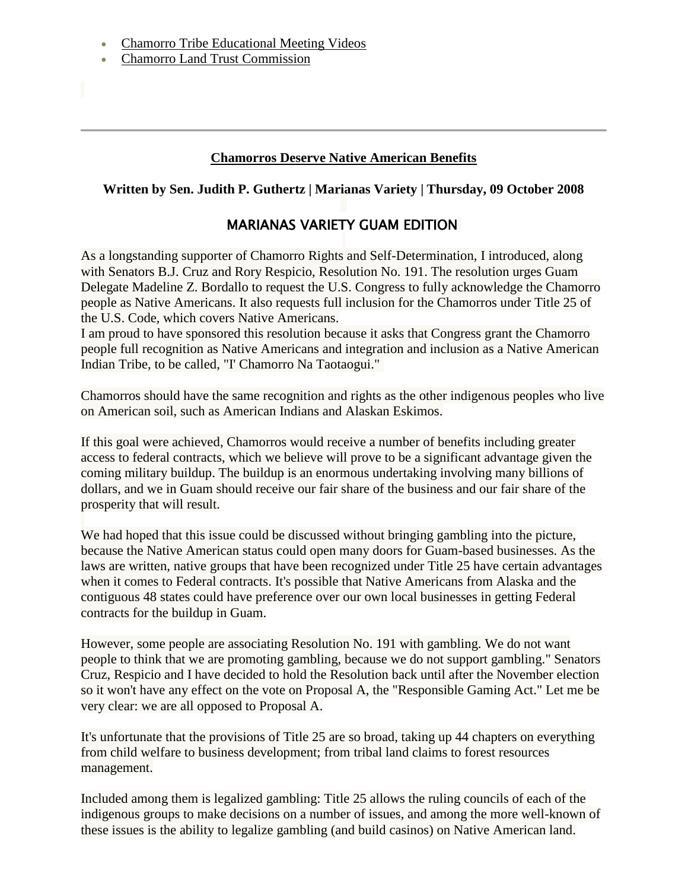- Chamorro Tribe Educational Meeting Videos
- Chamorro Land Trust Commission

---

**Chamorros Deserve Native American Benefits**

**Written by Sen. Judith P. Guthertz | Marianas Variety | Thursday, 09 October 2008**

## MARIANAS VARIETY GUAM EDITION

As a longstanding supporter of Chamorro Rights and Self-Determination, I introduced, along with Senators B.J. Cruz and Rory Respicio, Resolution No. 191. The resolution urges Guam Delegate Madeline Z. Bordallo to request the U.S. Congress to fully acknowledge the Chamorro people as Native Americans. It also requests full inclusion for the Chamorros under Title 25 of the U.S. Code, which covers Native Americans.
I am proud to have sponsored this resolution because it asks that Congress grant the Chamorro people full recognition as Native Americans and integration and inclusion as a Native American Indian Tribe, to be called, "I' Chamorro Na Taotaogui."

Chamorros should have the same recognition and rights as the other indigenous peoples who live on American soil, such as American Indians and Alaskan Eskimos.

If this goal were achieved, Chamorros would receive a number of benefits including greater access to federal contracts, which we believe will prove to be a significant advantage given the coming military buildup. The buildup is an enormous undertaking involving many billions of dollars, and we in Guam should receive our fair share of the business and our fair share of the prosperity that will result.

We had hoped that this issue could be discussed without bringing gambling into the picture, because the Native American status could open many doors for Guam-based businesses. As the laws are written, native groups that have been recognized under Title 25 have certain advantages when it comes to Federal contracts. It's possible that Native Americans from Alaska and the contiguous 48 states could have preference over our own local businesses in getting Federal contracts for the buildup in Guam.

However, some people are associating Resolution No. 191 with gambling. We do not want people to think that we are promoting gambling, because we do not support gambling." Senators Cruz, Respicio and I have decided to hold the Resolution back until after the November election so it won't have any effect on the vote on Proposal A, the "Responsible Gaming Act." Let me be very clear: we are all opposed to Proposal A.

It's unfortunate that the provisions of Title 25 are so broad, taking up 44 chapters on everything from child welfare to business development; from tribal land claims to forest resources management.

Included among them is legalized gambling: Title 25 allows the ruling councils of each of the indigenous groups to make decisions on a number of issues, and among the more well-known of these issues is the ability to legalize gambling (and build casinos) on Native American land.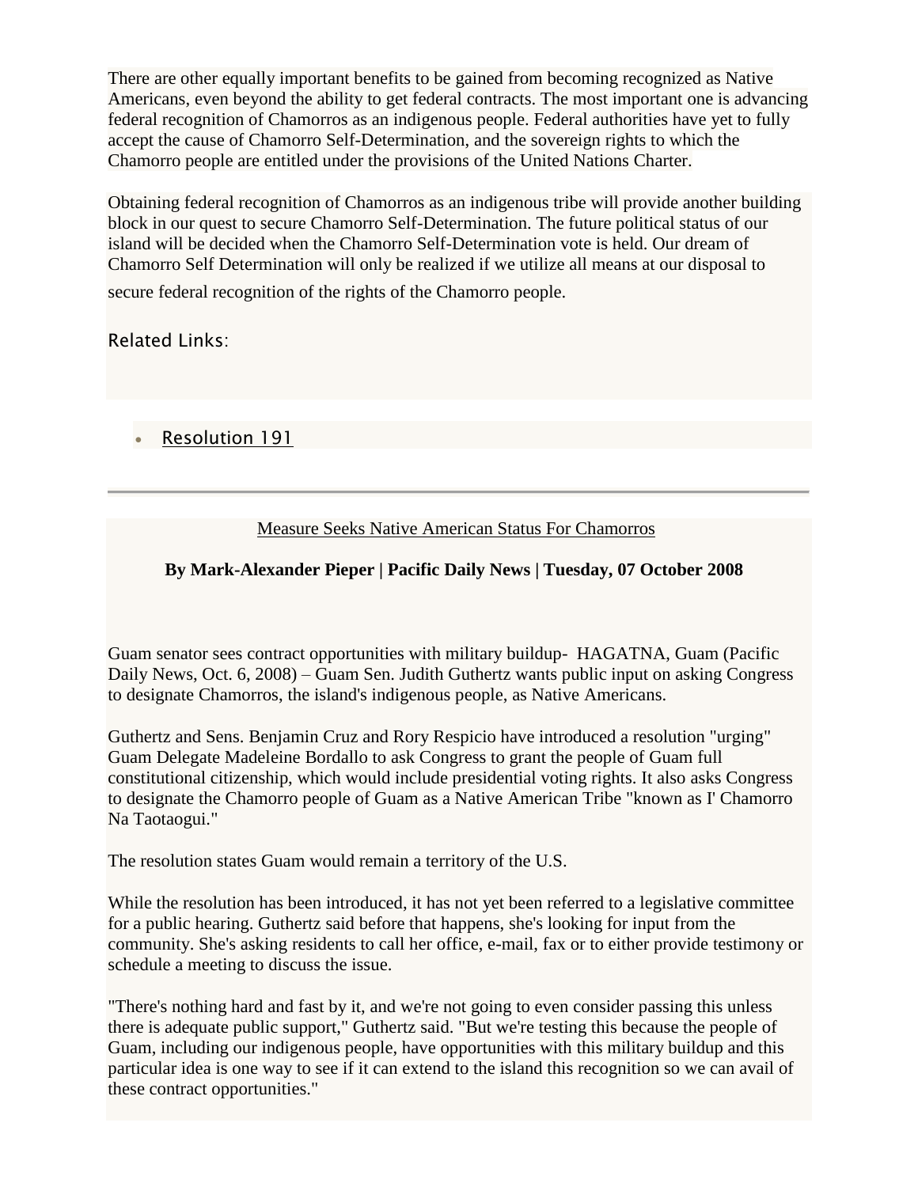There are other equally important benefits to be gained from becoming recognized as Native Americans, even beyond the ability to get federal contracts. The most important one is advancing federal recognition of Chamorros as an indigenous people. Federal authorities have yet to fully accept the cause of Chamorro Self-Determination, and the sovereign rights to which the Chamorro people are entitled under the provisions of the United Nations Charter.

Obtaining federal recognition of Chamorros as an indigenous tribe will provide another building block in our quest to secure Chamorro Self-Determination. The future political status of our island will be decided when the Chamorro Self-Determination vote is held. Our dream of Chamorro Self Determination will only be realized if we utilize all means at our disposal to secure federal recognition of the rights of the Chamorro people.

Related Links:

- Resolution 191

---

## Measure Seeks Native American Status For Chamorros

**By Mark-Alexander Pieper | Pacific Daily News | Tuesday, 07 October 2008**

Guam senator sees contract opportunities with military buildup- HAGATNA, Guam (Pacific Daily News, Oct. 6, 2008) – Guam Sen. Judith Guthertz wants public input on asking Congress to designate Chamorros, the island's indigenous people, as Native Americans.

Guthertz and Sens. Benjamin Cruz and Rory Respicio have introduced a resolution "urging" Guam Delegate Madeleine Bordallo to ask Congress to grant the people of Guam full constitutional citizenship, which would include presidential voting rights. It also asks Congress to designate the Chamorro people of Guam as a Native American Tribe "known as I' Chamorro Na Taotaogui."

The resolution states Guam would remain a territory of the U.S.

While the resolution has been introduced, it has not yet been referred to a legislative committee for a public hearing. Guthertz said before that happens, she's looking for input from the community. She's asking residents to call her office, e-mail, fax or to either provide testimony or schedule a meeting to discuss the issue.

"There's nothing hard and fast by it, and we're not going to even consider passing this unless there is adequate public support," Guthertz said. "But we're testing this because the people of Guam, including our indigenous people, have opportunities with this military buildup and this particular idea is one way to see if it can extend to the island this recognition so we can avail of these contract opportunities."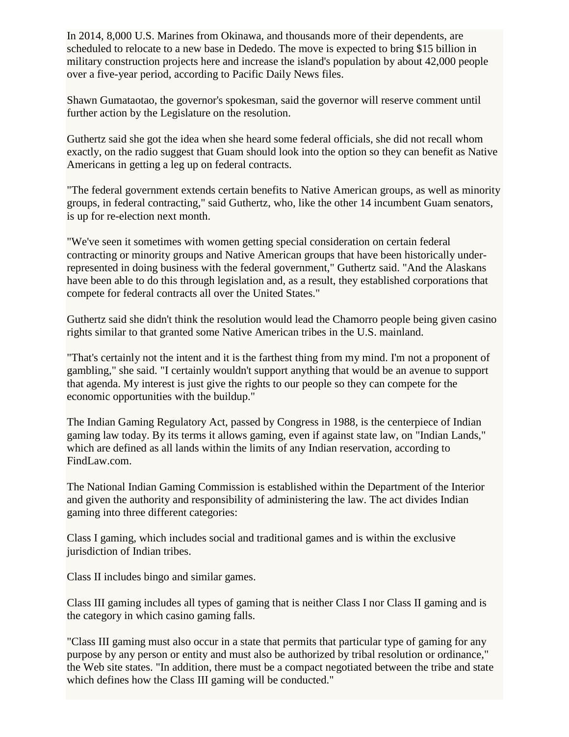In 2014, 8,000 U.S. Marines from Okinawa, and thousands more of their dependents, are scheduled to relocate to a new base in Dededo. The move is expected to bring $15 billion in military construction projects here and increase the island's population by about 42,000 people over a five-year period, according to Pacific Daily News files.

Shawn Gumataotao, the governor's spokesman, said the governor will reserve comment until further action by the Legislature on the resolution.

Guthertz said she got the idea when she heard some federal officials, she did not recall whom exactly, on the radio suggest that Guam should look into the option so they can benefit as Native Americans in getting a leg up on federal contracts.

"The federal government extends certain benefits to Native American groups, as well as minority groups, in federal contracting," said Guthertz, who, like the other 14 incumbent Guam senators, is up for re-election next month.

"We've seen it sometimes with women getting special consideration on certain federal contracting or minority groups and Native American groups that have been historically under-represented in doing business with the federal government," Guthertz said. "And the Alaskans have been able to do this through legislation and, as a result, they established corporations that compete for federal contracts all over the United States."

Guthertz said she didn't think the resolution would lead the Chamorro people being given casino rights similar to that granted some Native American tribes in the U.S. mainland.

"That's certainly not the intent and it is the farthest thing from my mind. I'm not a proponent of gambling," she said. "I certainly wouldn't support anything that would be an avenue to support that agenda. My interest is just give the rights to our people so they can compete for the economic opportunities with the buildup."

The Indian Gaming Regulatory Act, passed by Congress in 1988, is the centerpiece of Indian gaming law today. By its terms it allows gaming, even if against state law, on "Indian Lands," which are defined as all lands within the limits of any Indian reservation, according to FindLaw.com.

The National Indian Gaming Commission is established within the Department of the Interior and given the authority and responsibility of administering the law. The act divides Indian gaming into three different categories:

Class I gaming, which includes social and traditional games and is within the exclusive jurisdiction of Indian tribes.

Class II includes bingo and similar games.

Class III gaming includes all types of gaming that is neither Class I nor Class II gaming and is the category in which casino gaming falls.

"Class III gaming must also occur in a state that permits that particular type of gaming for any purpose by any person or entity and must also be authorized by tribal resolution or ordinance," the Web site states. "In addition, there must be a compact negotiated between the tribe and state which defines how the Class III gaming will be conducted."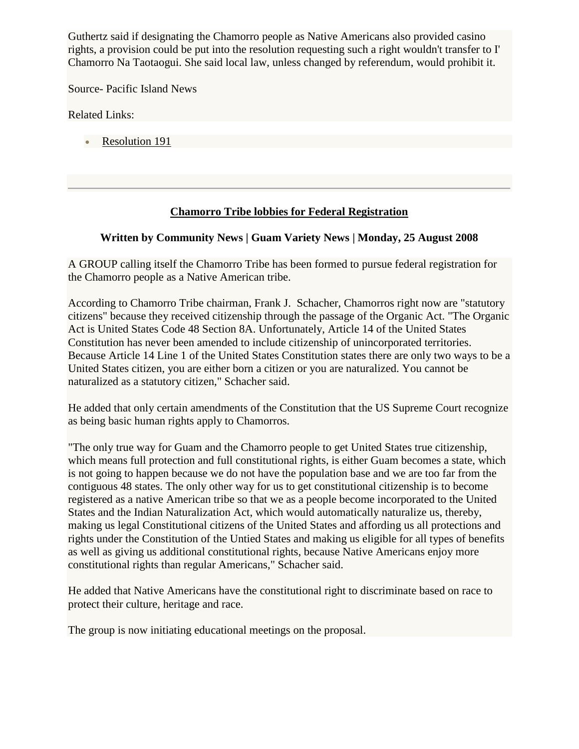Guthertz said if designating the Chamorro people as Native Americans also provided casino rights, a provision could be put into the resolution requesting such a right wouldn't transfer to I' Chamorro Na Taotaogui. She said local law, unless changed by referendum, would prohibit it.

Source- Pacific Island News

Related Links:

- Resolution 191

---

## Chamorro Tribe lobbies for Federal Registration

**Written by Community News | Guam Variety News | Monday, 25 August 2008**

A GROUP calling itself the Chamorro Tribe has been formed to pursue federal registration for the Chamorro people as a Native American tribe.

According to Chamorro Tribe chairman, Frank J. Schacher, Chamorros right now are "statutory citizens" because they received citizenship through the passage of the Organic Act. "The Organic Act is United States Code 48 Section 8A. Unfortunately, Article 14 of the United States Constitution has never been amended to include citizenship of unincorporated territories. Because Article 14 Line 1 of the United States Constitution states there are only two ways to be a United States citizen, you are either born a citizen or you are naturalized. You cannot be naturalized as a statutory citizen," Schacher said.

He added that only certain amendments of the Constitution that the US Supreme Court recognize as being basic human rights apply to Chamorros.

"The only true way for Guam and the Chamorro people to get United States true citizenship, which means full protection and full constitutional rights, is either Guam becomes a state, which is not going to happen because we do not have the population base and we are too far from the contiguous 48 states. The only other way for us to get constitutional citizenship is to become registered as a native American tribe so that we as a people become incorporated to the United States and the Indian Naturalization Act, which would automatically naturalize us, thereby, making us legal Constitutional citizens of the United States and affording us all protections and rights under the Constitution of the Untied States and making us eligible for all types of benefits as well as giving us additional constitutional rights, because Native Americans enjoy more constitutional rights than regular Americans," Schacher said.

He added that Native Americans have the constitutional right to discriminate based on race to protect their culture, heritage and race.

The group is now initiating educational meetings on the proposal.